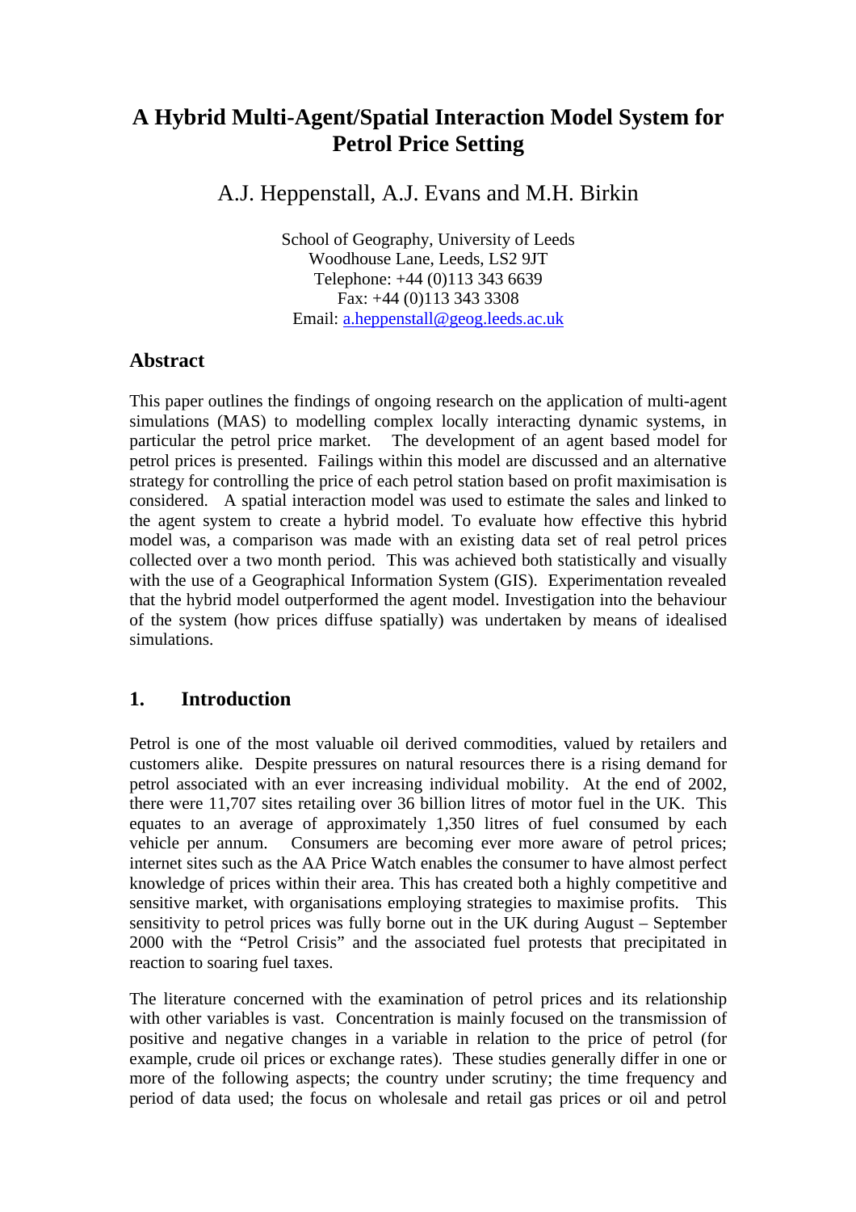# A Hybrid Multi-Agent/Spatial Interaction Model System for Petrol Price Setting

A.J. Heppenstall, A.J. Evans and M.H. Birkin

School of Geography, University of Leeds
Woodhouse Lane, Leeds, LS2 9JT
Telephone: +44 (0)113 343 6639
Fax: +44 (0)113 343 3308
Email: a.heppenstall@geog.leeds.ac.uk

## Abstract

This paper outlines the findings of ongoing research on the application of multi-agent simulations (MAS) to modelling complex locally interacting dynamic systems, in particular the petrol price market. The development of an agent based model for petrol prices is presented. Failings within this model are discussed and an alternative strategy for controlling the price of each petrol station based on profit maximisation is considered. A spatial interaction model was used to estimate the sales and linked to the agent system to create a hybrid model. To evaluate how effective this hybrid model was, a comparison was made with an existing data set of real petrol prices collected over a two month period. This was achieved both statistically and visually with the use of a Geographical Information System (GIS). Experimentation revealed that the hybrid model outperformed the agent model. Investigation into the behaviour of the system (how prices diffuse spatially) was undertaken by means of idealised simulations.

## 1. Introduction

Petrol is one of the most valuable oil derived commodities, valued by retailers and customers alike. Despite pressures on natural resources there is a rising demand for petrol associated with an ever increasing individual mobility. At the end of 2002, there were 11,707 sites retailing over 36 billion litres of motor fuel in the UK. This equates to an average of approximately 1,350 litres of fuel consumed by each vehicle per annum. Consumers are becoming ever more aware of petrol prices; internet sites such as the AA Price Watch enables the consumer to have almost perfect knowledge of prices within their area. This has created both a highly competitive and sensitive market, with organisations employing strategies to maximise profits. This sensitivity to petrol prices was fully borne out in the UK during August – September 2000 with the "Petrol Crisis" and the associated fuel protests that precipitated in reaction to soaring fuel taxes.

The literature concerned with the examination of petrol prices and its relationship with other variables is vast. Concentration is mainly focused on the transmission of positive and negative changes in a variable in relation to the price of petrol (for example, crude oil prices or exchange rates). These studies generally differ in one or more of the following aspects; the country under scrutiny; the time frequency and period of data used; the focus on wholesale and retail gas prices or oil and petrol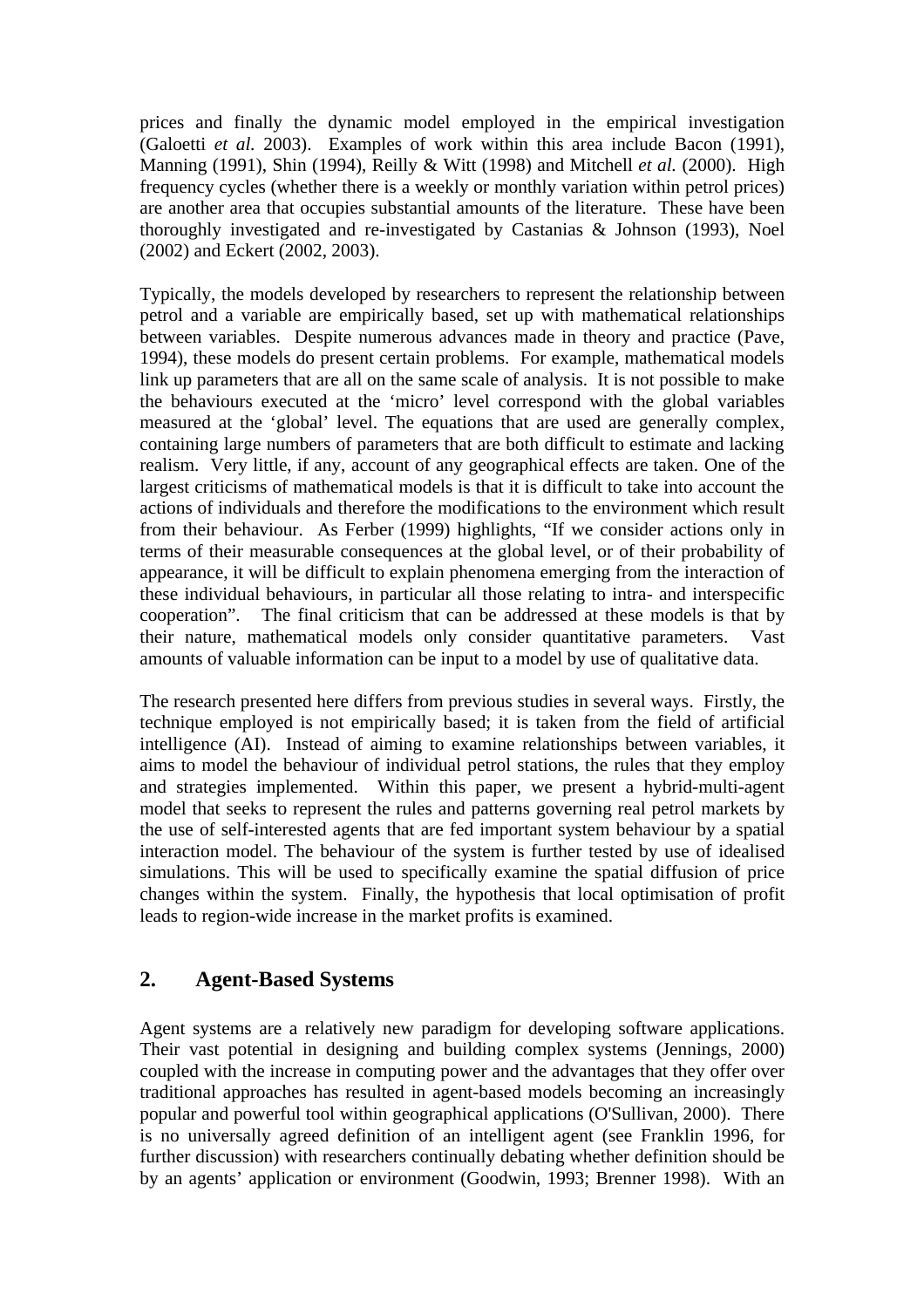prices and finally the dynamic model employed in the empirical investigation (Galoetti *et al.* 2003). Examples of work within this area include Bacon (1991), Manning (1991), Shin (1994), Reilly & Witt (1998) and Mitchell *et al.* (2000). High frequency cycles (whether there is a weekly or monthly variation within petrol prices) are another area that occupies substantial amounts of the literature. These have been thoroughly investigated and re-investigated by Castanias & Johnson (1993), Noel (2002) and Eckert (2002, 2003).

Typically, the models developed by researchers to represent the relationship between petrol and a variable are empirically based, set up with mathematical relationships between variables. Despite numerous advances made in theory and practice (Pave, 1994), these models do present certain problems. For example, mathematical models link up parameters that are all on the same scale of analysis. It is not possible to make the behaviours executed at the 'micro' level correspond with the global variables measured at the 'global' level. The equations that are used are generally complex, containing large numbers of parameters that are both difficult to estimate and lacking realism. Very little, if any, account of any geographical effects are taken. One of the largest criticisms of mathematical models is that it is difficult to take into account the actions of individuals and therefore the modifications to the environment which result from their behaviour. As Ferber (1999) highlights, "If we consider actions only in terms of their measurable consequences at the global level, or of their probability of appearance, it will be difficult to explain phenomena emerging from the interaction of these individual behaviours, in particular all those relating to intra- and interspecific cooperation". The final criticism that can be addressed at these models is that by their nature, mathematical models only consider quantitative parameters. Vast amounts of valuable information can be input to a model by use of qualitative data.

The research presented here differs from previous studies in several ways. Firstly, the technique employed is not empirically based; it is taken from the field of artificial intelligence (AI). Instead of aiming to examine relationships between variables, it aims to model the behaviour of individual petrol stations, the rules that they employ and strategies implemented. Within this paper, we present a hybrid-multi-agent model that seeks to represent the rules and patterns governing real petrol markets by the use of self-interested agents that are fed important system behaviour by a spatial interaction model. The behaviour of the system is further tested by use of idealised simulations. This will be used to specifically examine the spatial diffusion of price changes within the system. Finally, the hypothesis that local optimisation of profit leads to region-wide increase in the market profits is examined.

## 2. Agent-Based Systems

Agent systems are a relatively new paradigm for developing software applications. Their vast potential in designing and building complex systems (Jennings, 2000) coupled with the increase in computing power and the advantages that they offer over traditional approaches has resulted in agent-based models becoming an increasingly popular and powerful tool within geographical applications (O'Sullivan, 2000). There is no universally agreed definition of an intelligent agent (see Franklin 1996, for further discussion) with researchers continually debating whether definition should be by an agents' application or environment (Goodwin, 1993; Brenner 1998). With an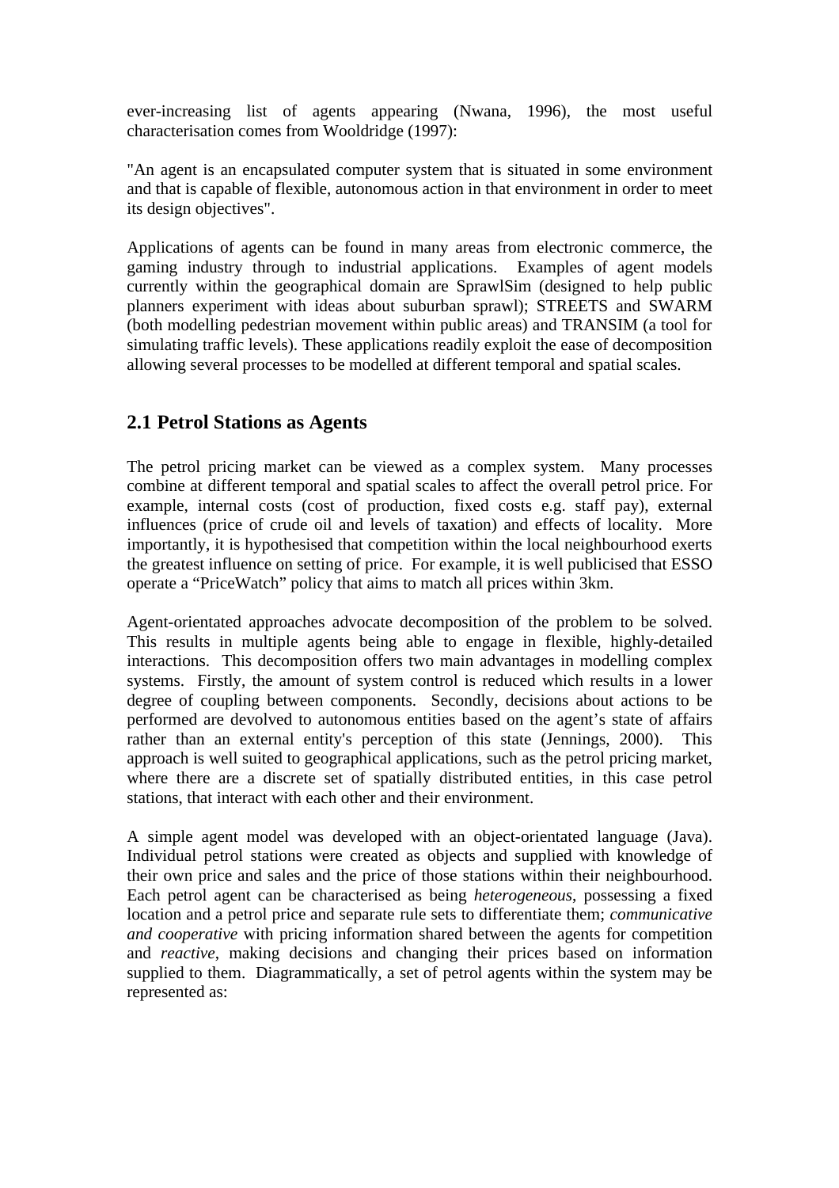ever-increasing list of agents appearing (Nwana, 1996), the most useful characterisation comes from Wooldridge (1997):

"An agent is an encapsulated computer system that is situated in some environment and that is capable of flexible, autonomous action in that environment in order to meet its design objectives".

Applications of agents can be found in many areas from electronic commerce, the gaming industry through to industrial applications. Examples of agent models currently within the geographical domain are SprawlSim (designed to help public planners experiment with ideas about suburban sprawl); STREETS and SWARM (both modelling pedestrian movement within public areas) and TRANSIM (a tool for simulating traffic levels). These applications readily exploit the ease of decomposition allowing several processes to be modelled at different temporal and spatial scales.

## 2.1 Petrol Stations as Agents

The petrol pricing market can be viewed as a complex system. Many processes combine at different temporal and spatial scales to affect the overall petrol price. For example, internal costs (cost of production, fixed costs e.g. staff pay), external influences (price of crude oil and levels of taxation) and effects of locality. More importantly, it is hypothesised that competition within the local neighbourhood exerts the greatest influence on setting of price. For example, it is well publicised that ESSO operate a "PriceWatch" policy that aims to match all prices within 3km.

Agent-orientated approaches advocate decomposition of the problem to be solved. This results in multiple agents being able to engage in flexible, highly-detailed interactions. This decomposition offers two main advantages in modelling complex systems. Firstly, the amount of system control is reduced which results in a lower degree of coupling between components. Secondly, decisions about actions to be performed are devolved to autonomous entities based on the agent's state of affairs rather than an external entity's perception of this state (Jennings, 2000). This approach is well suited to geographical applications, such as the petrol pricing market, where there are a discrete set of spatially distributed entities, in this case petrol stations, that interact with each other and their environment.

A simple agent model was developed with an object-orientated language (Java). Individual petrol stations were created as objects and supplied with knowledge of their own price and sales and the price of those stations within their neighbourhood. Each petrol agent can be characterised as being *heterogeneous*, possessing a fixed location and a petrol price and separate rule sets to differentiate them; *communicative and cooperative* with pricing information shared between the agents for competition and *reactive*, making decisions and changing their prices based on information supplied to them. Diagrammatically, a set of petrol agents within the system may be represented as: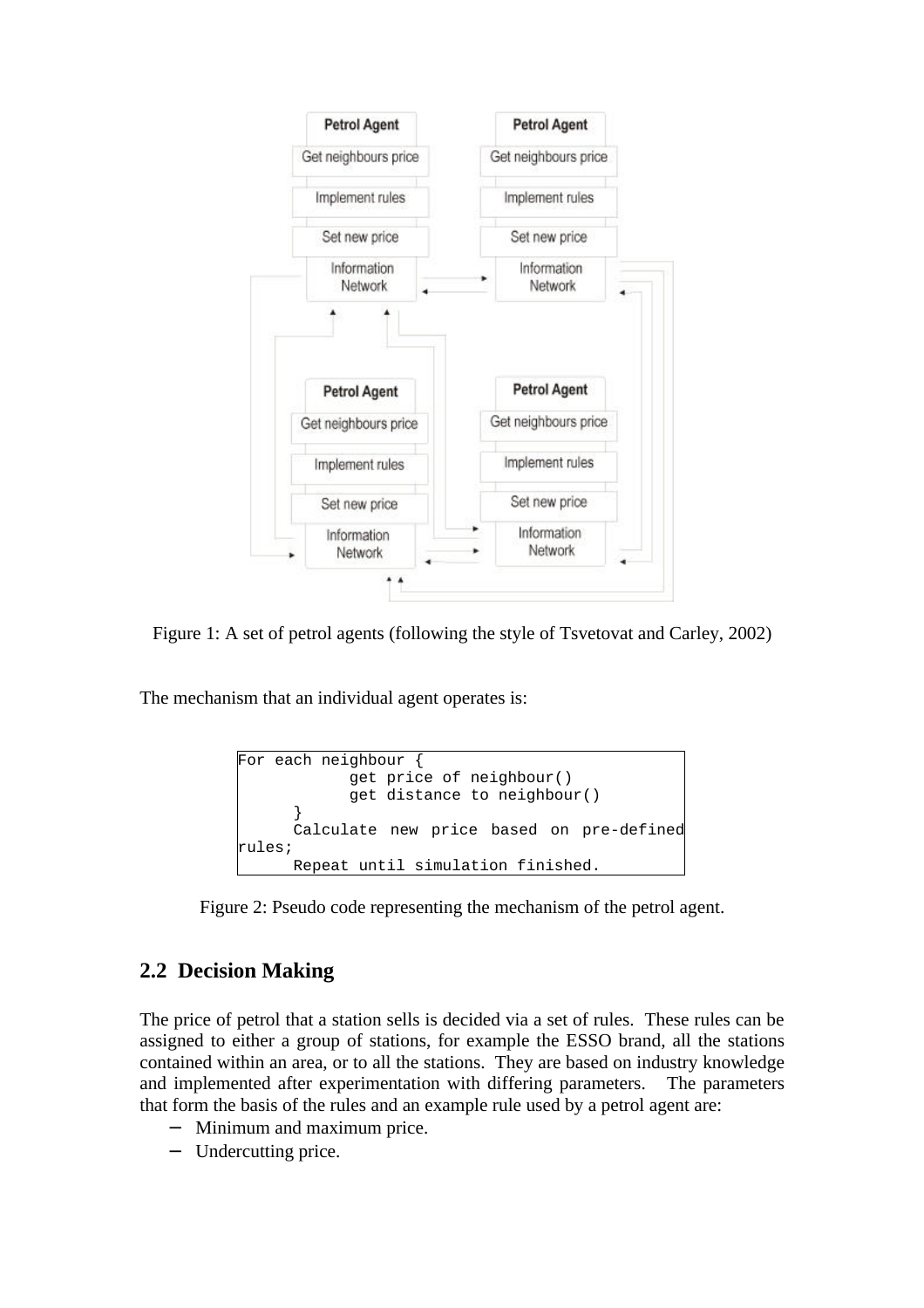Petrol Agent
Get neighbours price
Implement rules
Set new price
Information Network

Petrol Agent
Get neighbours price
Implement rules
Set new price
Information Network

Petrol Agent
Get neighbours price
Implement rules
Set new price
Information Network

Petrol Agent
Get neighbours price
Implement rules
Set new price
Information Network

Figure 1: A set of petrol agents (following the style of Tsvetovat and Carley, 2002)

The mechanism that an individual agent operates is:

```
For each neighbour {
           get price of neighbour()
           get distance to neighbour()
      }
      Calculate new price based on pre-defined
rules;
      Repeat until simulation finished.
```

Figure 2: Pseudo code representing the mechanism of the petrol agent.

## 2.2 Decision Making

The price of petrol that a station sells is decided via a set of rules. These rules can be assigned to either a group of stations, for example the ESSO brand, all the stations contained within an area, or to all the stations. They are based on industry knowledge and implemented after experimentation with differing parameters. The parameters that form the basis of the rules and an example rule used by a petrol agent are:

- Minimum and maximum price.
- Undercutting price.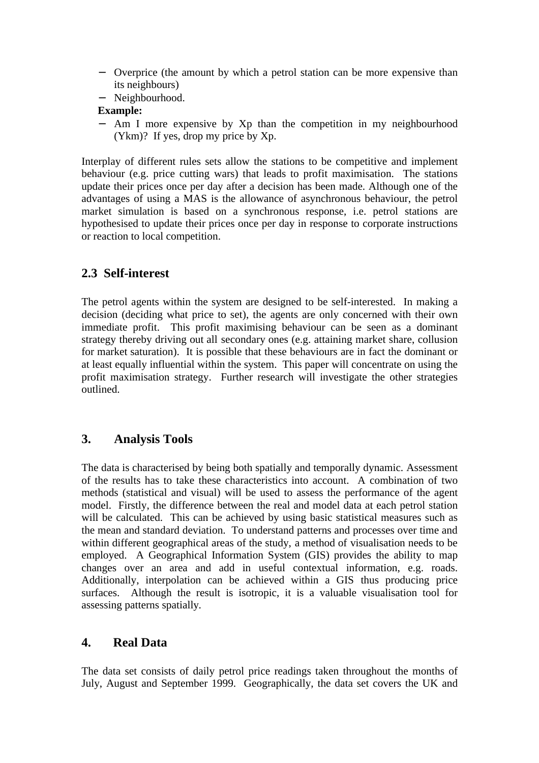- Overprice (the amount by which a petrol station can be more expensive than its neighbours)
- Neighbourhood.

**Example:**

- Am I more expensive by Xp than the competition in my neighbourhood (Ykm)? If yes, drop my price by Xp.

Interplay of different rules sets allow the stations to be competitive and implement behaviour (e.g. price cutting wars) that leads to profit maximisation. The stations update their prices once per day after a decision has been made. Although one of the advantages of using a MAS is the allowance of asynchronous behaviour, the petrol market simulation is based on a synchronous response, i.e. petrol stations are hypothesised to update their prices once per day in response to corporate instructions or reaction to local competition.

### 2.3 Self-interest

The petrol agents within the system are designed to be self-interested. In making a decision (deciding what price to set), the agents are only concerned with their own immediate profit. This profit maximising behaviour can be seen as a dominant strategy thereby driving out all secondary ones (e.g. attaining market share, collusion for market saturation). It is possible that these behaviours are in fact the dominant or at least equally influential within the system. This paper will concentrate on using the profit maximisation strategy. Further research will investigate the other strategies outlined.

## 3. Analysis Tools

The data is characterised by being both spatially and temporally dynamic. Assessment of the results has to take these characteristics into account. A combination of two methods (statistical and visual) will be used to assess the performance of the agent model. Firstly, the difference between the real and model data at each petrol station will be calculated. This can be achieved by using basic statistical measures such as the mean and standard deviation. To understand patterns and processes over time and within different geographical areas of the study, a method of visualisation needs to be employed. A Geographical Information System (GIS) provides the ability to map changes over an area and add in useful contextual information, e.g. roads. Additionally, interpolation can be achieved within a GIS thus producing price surfaces. Although the result is isotropic, it is a valuable visualisation tool for assessing patterns spatially.

## 4. Real Data

The data set consists of daily petrol price readings taken throughout the months of July, August and September 1999. Geographically, the data set covers the UK and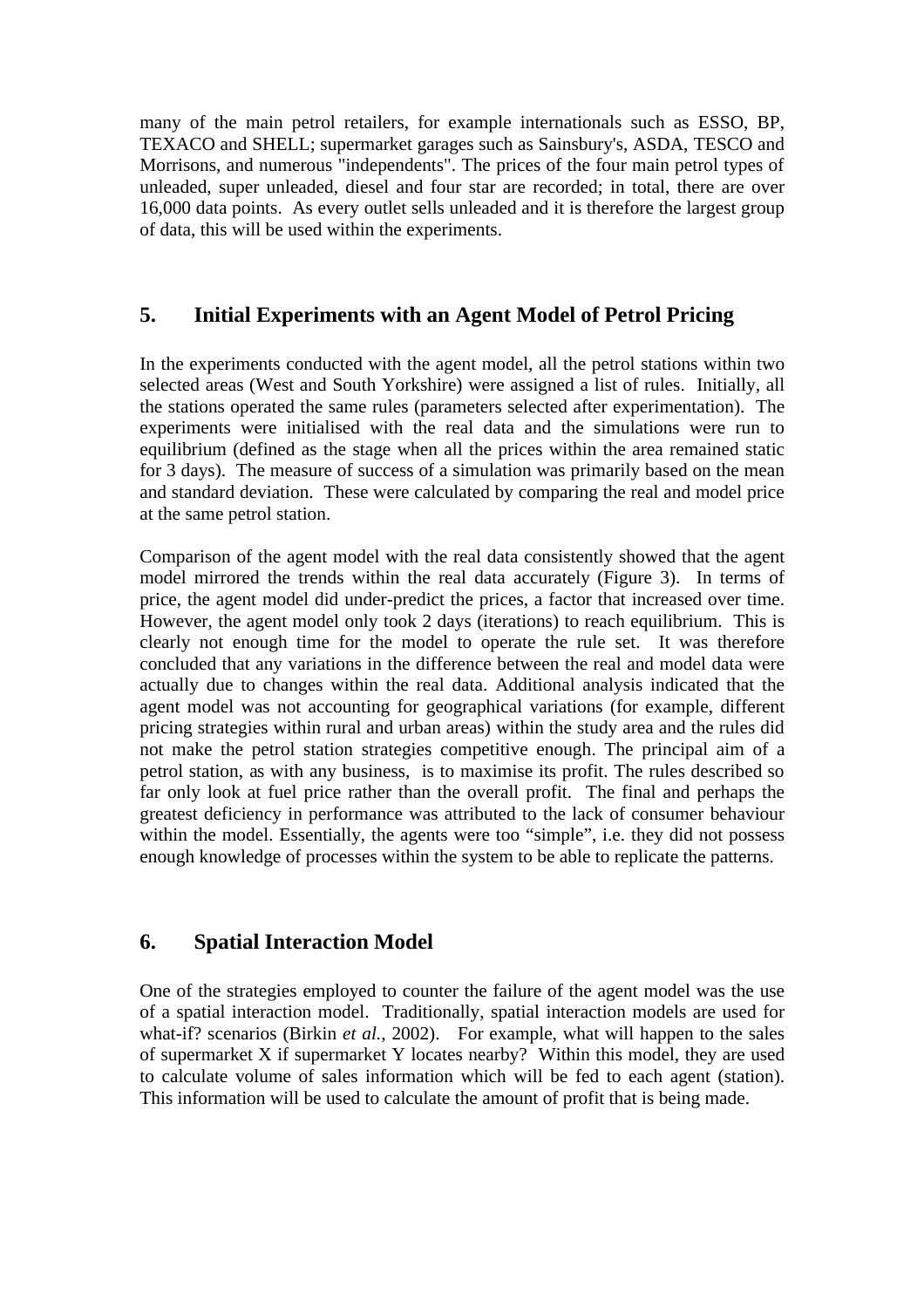many of the main petrol retailers, for example internationals such as ESSO, BP, TEXACO and SHELL; supermarket garages such as Sainsbury's, ASDA, TESCO and Morrisons, and numerous "independents". The prices of the four main petrol types of unleaded, super unleaded, diesel and four star are recorded; in total, there are over 16,000 data points. As every outlet sells unleaded and it is therefore the largest group of data, this will be used within the experiments.

## 5. Initial Experiments with an Agent Model of Petrol Pricing

In the experiments conducted with the agent model, all the petrol stations within two selected areas (West and South Yorkshire) were assigned a list of rules. Initially, all the stations operated the same rules (parameters selected after experimentation). The experiments were initialised with the real data and the simulations were run to equilibrium (defined as the stage when all the prices within the area remained static for 3 days). The measure of success of a simulation was primarily based on the mean and standard deviation. These were calculated by comparing the real and model price at the same petrol station.

Comparison of the agent model with the real data consistently showed that the agent model mirrored the trends within the real data accurately (Figure 3). In terms of price, the agent model did under-predict the prices, a factor that increased over time. However, the agent model only took 2 days (iterations) to reach equilibrium. This is clearly not enough time for the model to operate the rule set. It was therefore concluded that any variations in the difference between the real and model data were actually due to changes within the real data. Additional analysis indicated that the agent model was not accounting for geographical variations (for example, different pricing strategies within rural and urban areas) within the study area and the rules did not make the petrol station strategies competitive enough. The principal aim of a petrol station, as with any business, is to maximise its profit. The rules described so far only look at fuel price rather than the overall profit. The final and perhaps the greatest deficiency in performance was attributed to the lack of consumer behaviour within the model. Essentially, the agents were too "simple", i.e. they did not possess enough knowledge of processes within the system to be able to replicate the patterns.

## 6. Spatial Interaction Model

One of the strategies employed to counter the failure of the agent model was the use of a spatial interaction model. Traditionally, spatial interaction models are used for what-if? scenarios (Birkin *et al.*, 2002). For example, what will happen to the sales of supermarket X if supermarket Y locates nearby? Within this model, they are used to calculate volume of sales information which will be fed to each agent (station). This information will be used to calculate the amount of profit that is being made.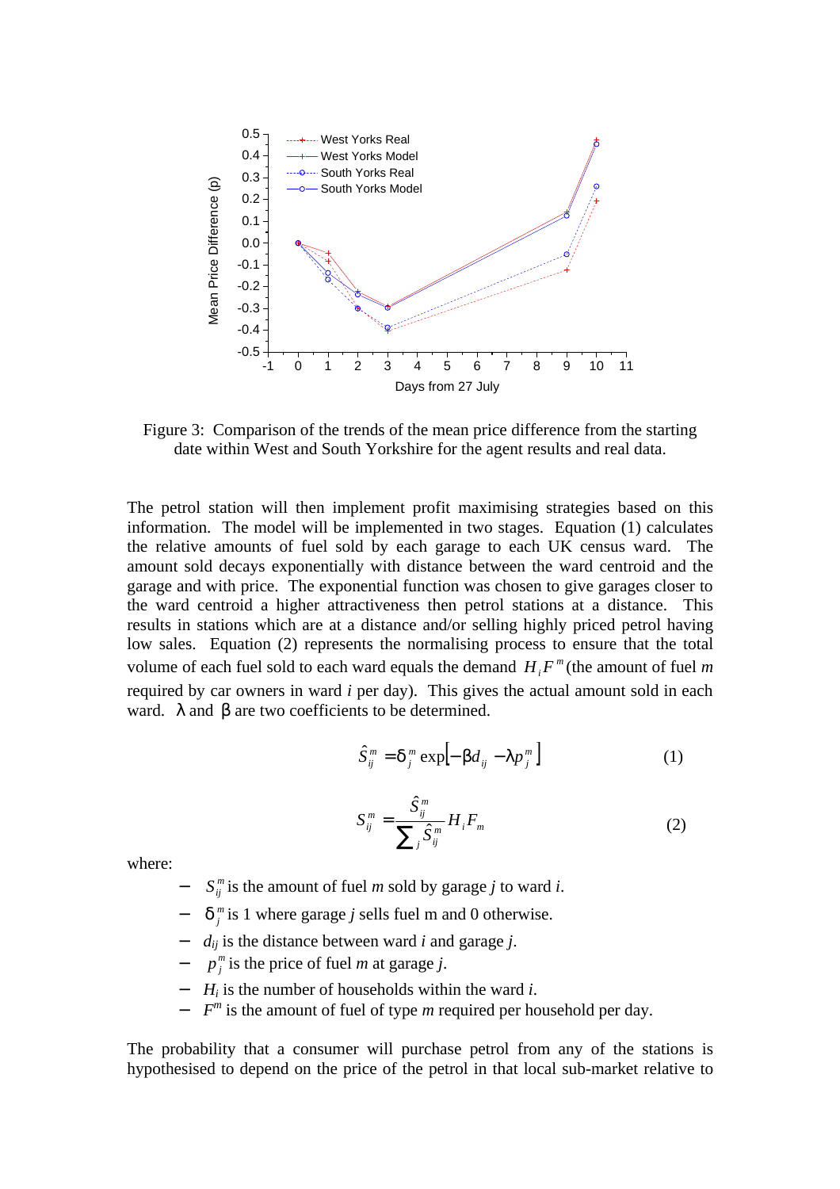0.5
0.4
0.3
0.2
0.1
0.0
-0.1
-0.2
-0.3
-0.4
-0.5

Mean Price Difference (p)

-1 0 1 2 3 4 5 6 7 8 9 10 11

Days from 27 July

West Yorks Real
West Yorks Model
South Yorks Real
South Yorks Model

Figure 3: Comparison of the trends of the mean price difference from the starting date within West and South Yorkshire for the agent results and real data.

The petrol station will then implement profit maximising strategies based on this information. The model will be implemented in two stages. Equation (1) calculates the relative amounts of fuel sold by each garage to each UK census ward. The amount sold decays exponentially with distance between the ward centroid and the garage and with price. The exponential function was chosen to give garages closer to the ward centroid a higher attractiveness then petrol stations at a distance. This results in stations which are at a distance and/or selling highly priced petrol having low sales. Equation (2) represents the normalising process to ensure that the total volume of each fuel sold to each ward equals the demand $H_i F^m$ (the amount of fuel *m* required by car owners in ward *i* per day). This gives the actual amount sold in each ward. λ and β are two coefficients to be determined.

$$\hat{S}_{ij}^m = \delta_j^m \exp\left[-\beta d_{ij} - \lambda p_j^m\right] \qquad (1)$$

$$S_{ij}^m = \frac{\hat{S}_{ij}^m}{\sum_j \hat{S}_{ij}^m} H_i F_m \qquad (2)$$

where:

- $S_{ij}^m$ is the amount of fuel *m* sold by garage *j* to ward *i*.
- $\delta_j^m$ is 1 where garage *j* sells fuel m and 0 otherwise.
- $d_{ij}$ is the distance between ward *i* and garage *j*.
- $p_j^m$ is the price of fuel *m* at garage *j*.
- $H_i$ is the number of households within the ward *i*.
- $F^m$ is the amount of fuel of type *m* required per household per day.

The probability that a consumer will purchase petrol from any of the stations is hypothesised to depend on the price of the petrol in that local sub-market relative to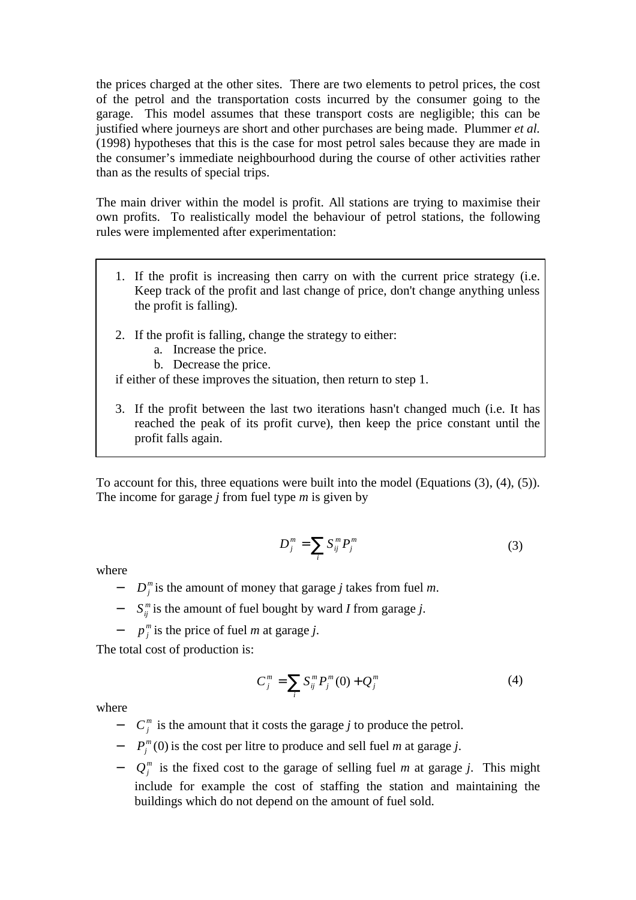the prices charged at the other sites. There are two elements to petrol prices, the cost of the petrol and the transportation costs incurred by the consumer going to the garage. This model assumes that these transport costs are negligible; this can be justified where journeys are short and other purchases are being made. Plummer *et al.* (1998) hypotheses that this is the case for most petrol sales because they are made in the consumer's immediate neighbourhood during the course of other activities rather than as the results of special trips.

The main driver within the model is profit. All stations are trying to maximise their own profits. To realistically model the behaviour of petrol stations, the following rules were implemented after experimentation:

1. If the profit is increasing then carry on with the current price strategy (i.e. Keep track of the profit and last change of price, don't change anything unless the profit is falling).

2. If the profit is falling, change the strategy to either:
    a. Increase the price.
    b. Decrease the price.

   if either of these improves the situation, then return to step 1.

3. If the profit between the last two iterations hasn't changed much (i.e. It has reached the peak of its profit curve), then keep the price constant until the profit falls again.

To account for this, three equations were built into the model (Equations (3), (4), (5)). The income for garage *j* from fuel type *m* is given by

$$D_j^m = \sum_i S_{ij}^m P_j^m \tag{3}$$

where

- $D_j^m$ is the amount of money that garage *j* takes from fuel *m*.
- $S_{ij}^m$ is the amount of fuel bought by ward *I* from garage *j*.
- $p_j^m$ is the price of fuel *m* at garage *j*.

The total cost of production is:

$$C_j^m = \sum_i S_{ij}^m P_j^m(0) + Q_j^m \tag{4}$$

where

- $C_j^m$ is the amount that it costs the garage *j* to produce the petrol.
- $P_j^m(0)$ is the cost per litre to produce and sell fuel *m* at garage *j*.
- $Q_j^m$ is the fixed cost to the garage of selling fuel *m* at garage *j*. This might include for example the cost of staffing the station and maintaining the buildings which do not depend on the amount of fuel sold.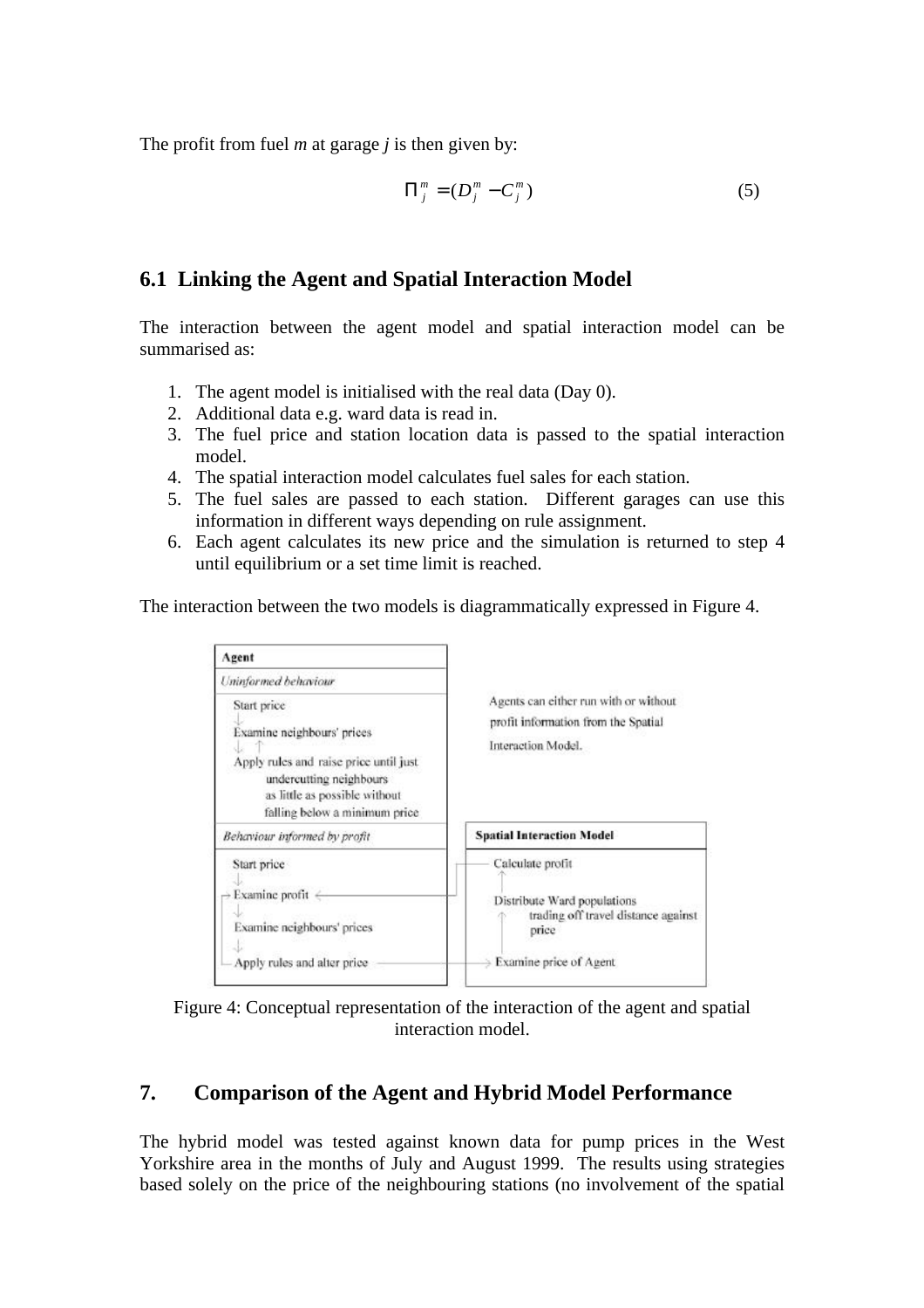The profit from fuel *m* at garage *j* is then given by:

$$\Pi_j^m = (D_j^m - C_j^m) \tag{5}$$

## 6.1 Linking the Agent and Spatial Interaction Model

The interaction between the agent model and spatial interaction model can be summarised as:

1. The agent model is initialised with the real data (Day 0).
2. Additional data e.g. ward data is read in.
3. The fuel price and station location data is passed to the spatial interaction model.
4. The spatial interaction model calculates fuel sales for each station.
5. The fuel sales are passed to each station. Different garages can use this information in different ways depending on rule assignment.
6. Each agent calculates its new price and the simulation is returned to step 4 until equilibrium or a set time limit is reached.

The interaction between the two models is diagrammatically expressed in Figure 4.

Agent

Uninformed behaviour

Start price

Examine neighbours' prices

Apply rules and raise price until just undercutting neighbours as little as possible without falling below a minimum price

Behaviour informed by profit

Start price

Examine profit

Examine neighbours' prices

Apply rules and alter price

Agents can either run with or without profit information from the Spatial Interaction Model.

Spatial Interaction Model

Calculate profit

Distribute Ward populations trading off travel distance against price

Examine price of Agent

Figure 4: Conceptual representation of the interaction of the agent and spatial interaction model.

## 7. Comparison of the Agent and Hybrid Model Performance

The hybrid model was tested against known data for pump prices in the West Yorkshire area in the months of July and August 1999. The results using strategies based solely on the price of the neighbouring stations (no involvement of the spatial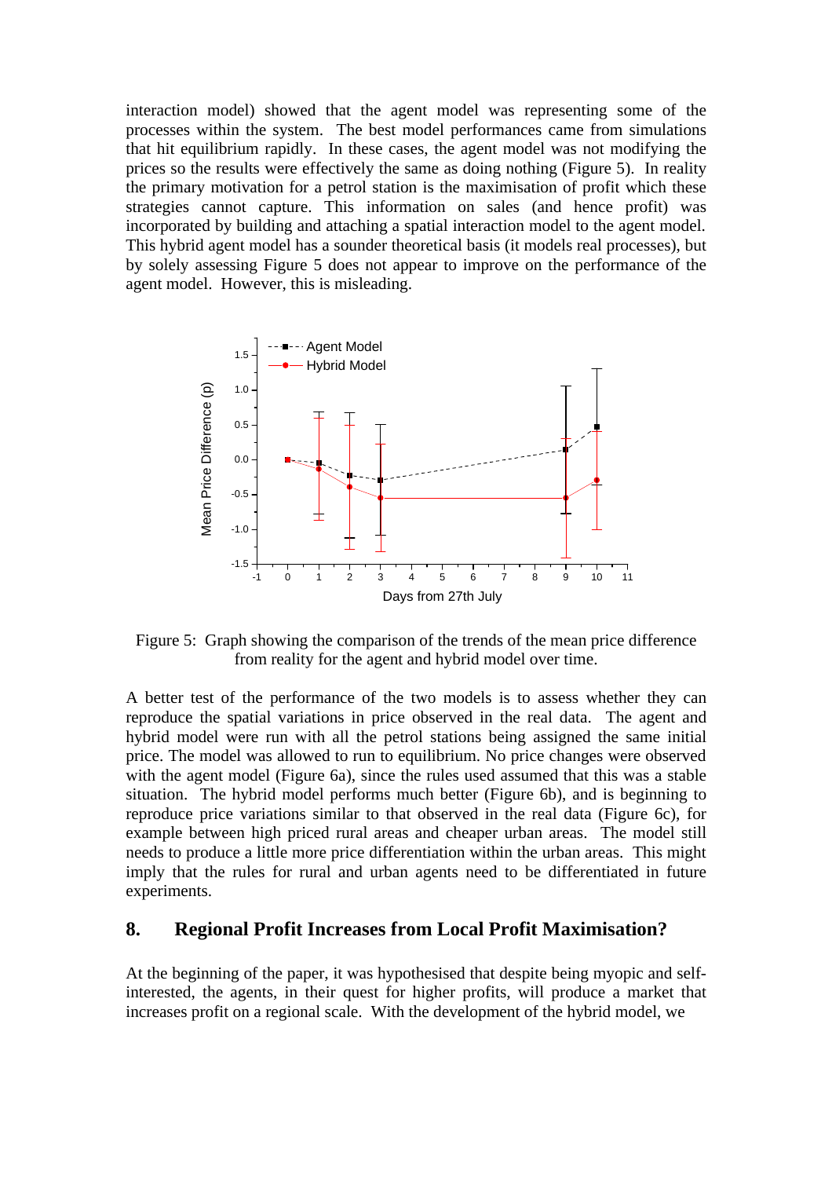interaction model) showed that the agent model was representing some of the processes within the system. The best model performances came from simulations that hit equilibrium rapidly. In these cases, the agent model was not modifying the prices so the results were effectively the same as doing nothing (Figure 5). In reality the primary motivation for a petrol station is the maximisation of profit which these strategies cannot capture. This information on sales (and hence profit) was incorporated by building and attaching a spatial interaction model to the agent model. This hybrid agent model has a sounder theoretical basis (it models real processes), but by solely assessing Figure 5 does not appear to improve on the performance of the agent model. However, this is misleading.

Agent Model
Hybrid Model
Mean Price Difference (p)
1.5
1.0
0.5
0.0
-0.5
-1.0
-1.5
-1 0 1 2 3 4 5 6 7 8 9 10 11
Days from 27th July

Figure 5: Graph showing the comparison of the trends of the mean price difference from reality for the agent and hybrid model over time.

A better test of the performance of the two models is to assess whether they can reproduce the spatial variations in price observed in the real data. The agent and hybrid model were run with all the petrol stations being assigned the same initial price. The model was allowed to run to equilibrium. No price changes were observed with the agent model (Figure 6a), since the rules used assumed that this was a stable situation. The hybrid model performs much better (Figure 6b), and is beginning to reproduce price variations similar to that observed in the real data (Figure 6c), for example between high priced rural areas and cheaper urban areas. The model still needs to produce a little more price differentiation within the urban areas. This might imply that the rules for rural and urban agents need to be differentiated in future experiments.

## 8. Regional Profit Increases from Local Profit Maximisation?

At the beginning of the paper, it was hypothesised that despite being myopic and self-interested, the agents, in their quest for higher profits, will produce a market that increases profit on a regional scale. With the development of the hybrid model, we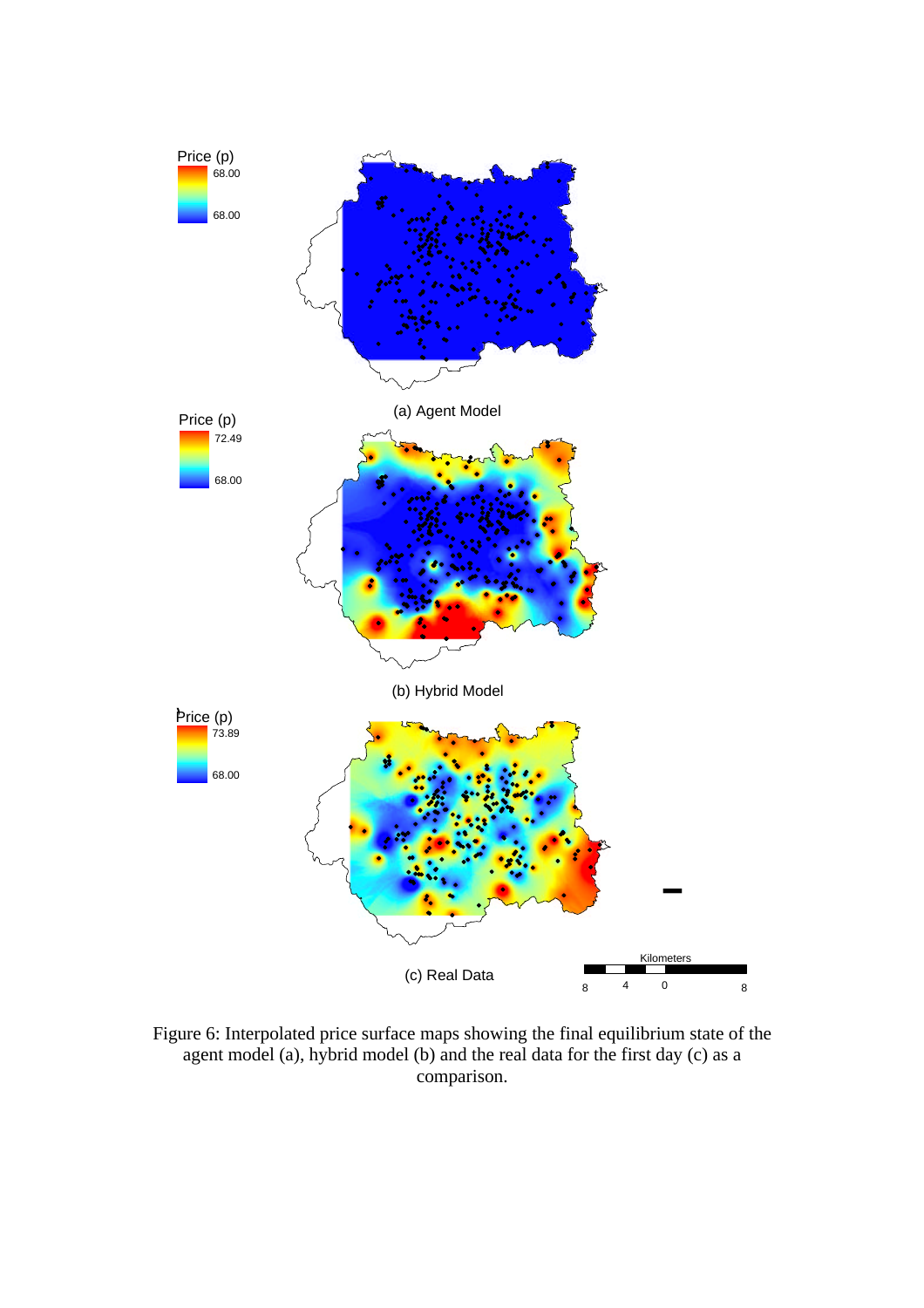Figure 6: Interpolated price surface maps showing the final equilibrium state of the agent model (a), hybrid model (b) and the real data for the first day (c) as a comparison.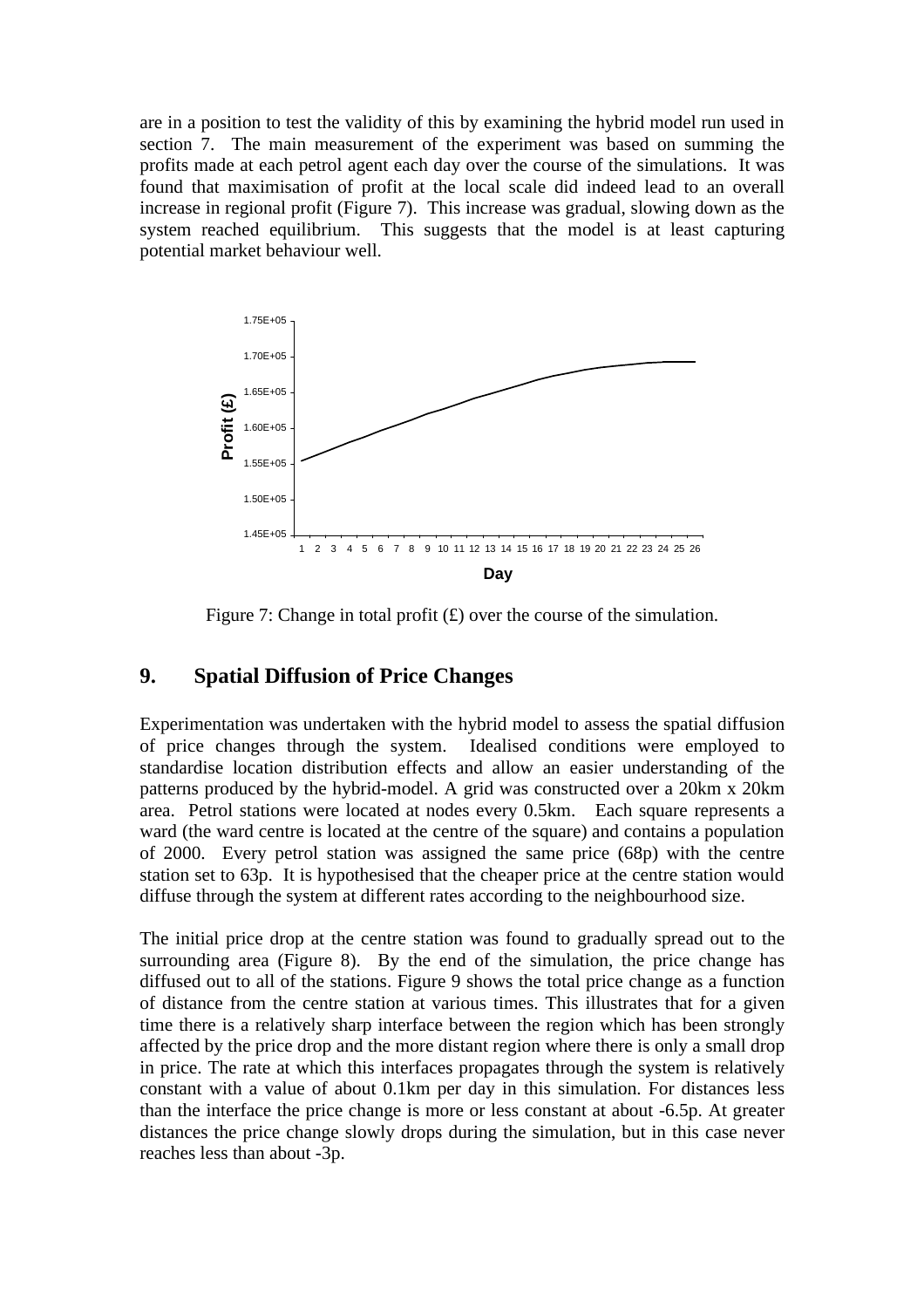are in a position to test the validity of this by examining the hybrid model run used in section 7. The main measurement of the experiment was based on summing the profits made at each petrol agent each day over the course of the simulations. It was found that maximisation of profit at the local scale did indeed lead to an overall increase in regional profit (Figure 7). This increase was gradual, slowing down as the system reached equilibrium. This suggests that the model is at least capturing potential market behaviour well.

1.75E+05
1.70E+05
1.65E+05
1.60E+05
1.55E+05
1.50E+05
1.45E+05

Profit (£)

1 2 3 4 5 6 7 8 9 10 11 12 13 14 15 16 17 18 19 20 21 22 23 24 25 26

Day

Figure 7: Change in total profit (£) over the course of the simulation.

## 9. Spatial Diffusion of Price Changes

Experimentation was undertaken with the hybrid model to assess the spatial diffusion of price changes through the system. Idealised conditions were employed to standardise location distribution effects and allow an easier understanding of the patterns produced by the hybrid-model. A grid was constructed over a 20km x 20km area. Petrol stations were located at nodes every 0.5km. Each square represents a ward (the ward centre is located at the centre of the square) and contains a population of 2000. Every petrol station was assigned the same price (68p) with the centre station set to 63p. It is hypothesised that the cheaper price at the centre station would diffuse through the system at different rates according to the neighbourhood size.

The initial price drop at the centre station was found to gradually spread out to the surrounding area (Figure 8). By the end of the simulation, the price change has diffused out to all of the stations. Figure 9 shows the total price change as a function of distance from the centre station at various times. This illustrates that for a given time there is a relatively sharp interface between the region which has been strongly affected by the price drop and the more distant region where there is only a small drop in price. The rate at which this interfaces propagates through the system is relatively constant with a value of about 0.1km per day in this simulation. For distances less than the interface the price change is more or less constant at about -6.5p. At greater distances the price change slowly drops during the simulation, but in this case never reaches less than about -3p.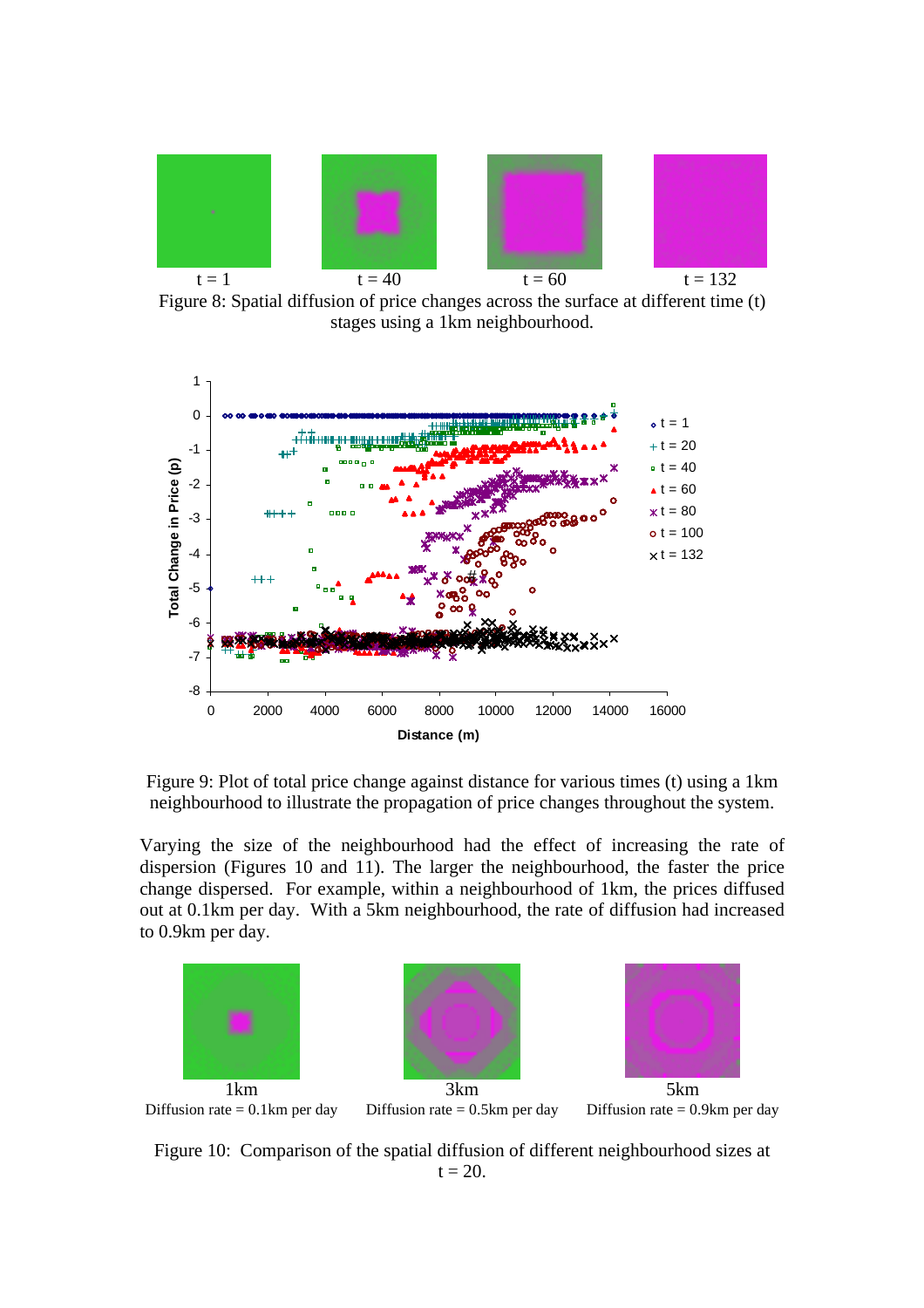t = 1

t = 40

t = 60

t = 132

Figure 8: Spatial diffusion of price changes across the surface at different time (t) stages using a 1km neighbourhood.

Total Change in Price (p)

1
0
-1
-2
-3
-4
-5
-6
-7
-8

0
2000
4000
6000
8000
10000
12000
14000
16000

Distance (m)

t = 1
t = 20
t = 40
t = 60
t = 80
t = 100
t = 132

Figure 9: Plot of total price change against distance for various times (t) using a 1km neighbourhood to illustrate the propagation of price changes throughout the system.

Varying the size of the neighbourhood had the effect of increasing the rate of dispersion (Figures 10 and 11). The larger the neighbourhood, the faster the price change dispersed. For example, within a neighbourhood of 1km, the prices diffused out at 0.1km per day. With a 5km neighbourhood, the rate of diffusion had increased to 0.9km per day.

1km
Diffusion rate = 0.1km per day

3km
Diffusion rate = 0.5km per day

5km
Diffusion rate = 0.9km per day

Figure 10: Comparison of the spatial diffusion of different neighbourhood sizes at t = 20.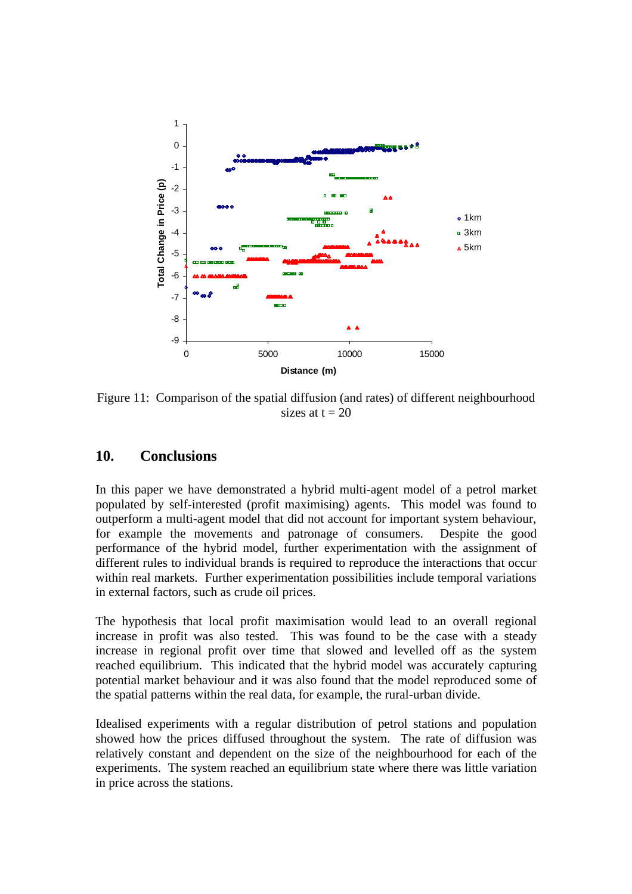Figure 11: Comparison of the spatial diffusion (and rates) of different neighbourhood sizes at t = 20

## 10. Conclusions

In this paper we have demonstrated a hybrid multi-agent model of a petrol market populated by self-interested (profit maximising) agents. This model was found to outperform a multi-agent model that did not account for important system behaviour, for example the movements and patronage of consumers. Despite the good performance of the hybrid model, further experimentation with the assignment of different rules to individual brands is required to reproduce the interactions that occur within real markets. Further experimentation possibilities include temporal variations in external factors, such as crude oil prices.

The hypothesis that local profit maximisation would lead to an overall regional increase in profit was also tested. This was found to be the case with a steady increase in regional profit over time that slowed and levelled off as the system reached equilibrium. This indicated that the hybrid model was accurately capturing potential market behaviour and it was also found that the model reproduced some of the spatial patterns within the real data, for example, the rural-urban divide.

Idealised experiments with a regular distribution of petrol stations and population showed how the prices diffused throughout the system. The rate of diffusion was relatively constant and dependent on the size of the neighbourhood for each of the experiments. The system reached an equilibrium state where there was little variation in price across the stations.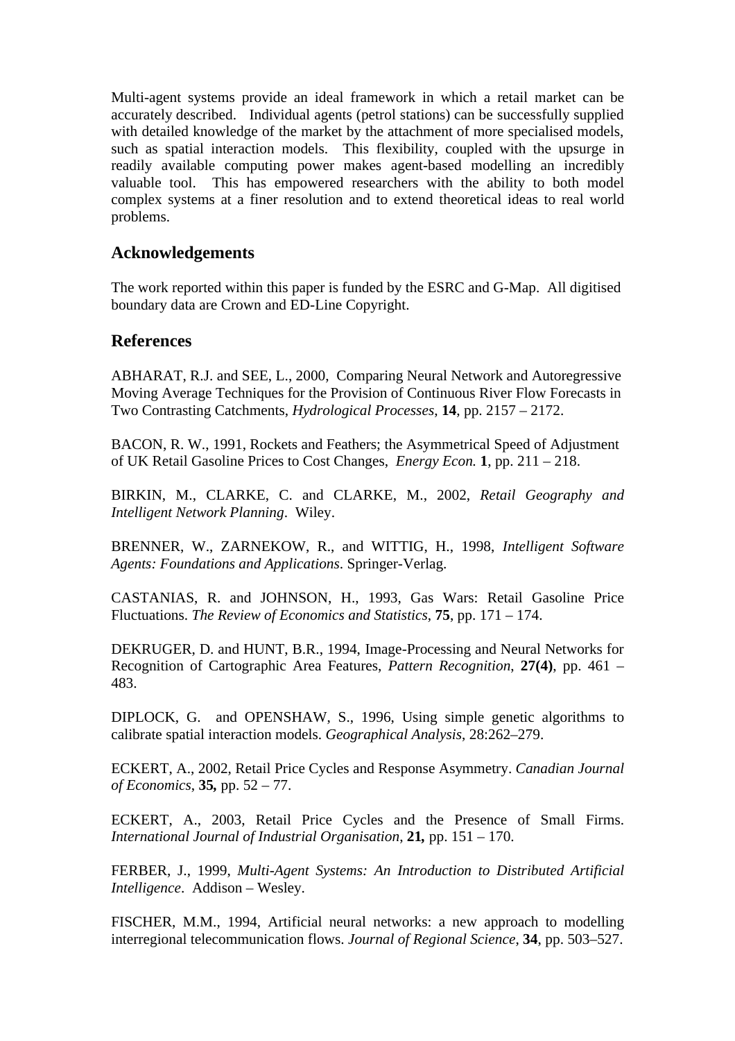Multi-agent systems provide an ideal framework in which a retail market can be accurately described. Individual agents (petrol stations) can be successfully supplied with detailed knowledge of the market by the attachment of more specialised models, such as spatial interaction models. This flexibility, coupled with the upsurge in readily available computing power makes agent-based modelling an incredibly valuable tool. This has empowered researchers with the ability to both model complex systems at a finer resolution and to extend theoretical ideas to real world problems.

## Acknowledgements

The work reported within this paper is funded by the ESRC and G-Map. All digitised boundary data are Crown and ED-Line Copyright.

## References

ABHARAT, R.J. and SEE, L., 2000, Comparing Neural Network and Autoregressive Moving Average Techniques for the Provision of Continuous River Flow Forecasts in Two Contrasting Catchments, *Hydrological Processes*, **14**, pp. 2157 – 2172.

BACON, R. W., 1991, Rockets and Feathers; the Asymmetrical Speed of Adjustment of UK Retail Gasoline Prices to Cost Changes, *Energy Econ.* **1**, pp. 211 – 218.

BIRKIN, M., CLARKE, C. and CLARKE, M., 2002, *Retail Geography and Intelligent Network Planning*. Wiley.

BRENNER, W., ZARNEKOW, R., and WITTIG, H., 1998, *Intelligent Software Agents: Foundations and Applications*. Springer-Verlag.

CASTANIAS, R. and JOHNSON, H., 1993, Gas Wars: Retail Gasoline Price Fluctuations. *The Review of Economics and Statistics*, **75**, pp. 171 – 174.

DEKRUGER, D. and HUNT, B.R., 1994, Image-Processing and Neural Networks for Recognition of Cartographic Area Features, *Pattern Recognition*, **27(4)**, pp. 461 – 483.

DIPLOCK, G. and OPENSHAW, S., 1996, Using simple genetic algorithms to calibrate spatial interaction models. *Geographical Analysis*, 28:262–279.

ECKERT, A., 2002, Retail Price Cycles and Response Asymmetry. *Canadian Journal of Economics*, **35,** pp. 52 – 77.

ECKERT, A., 2003, Retail Price Cycles and the Presence of Small Firms. *International Journal of Industrial Organisation*, **21,** pp. 151 – 170.

FERBER, J., 1999, *Multi-Agent Systems: An Introduction to Distributed Artificial Intelligence*. Addison – Wesley.

FISCHER, M.M., 1994, Artificial neural networks: a new approach to modelling interregional telecommunication flows. *Journal of Regional Science*, **34**, pp. 503–527.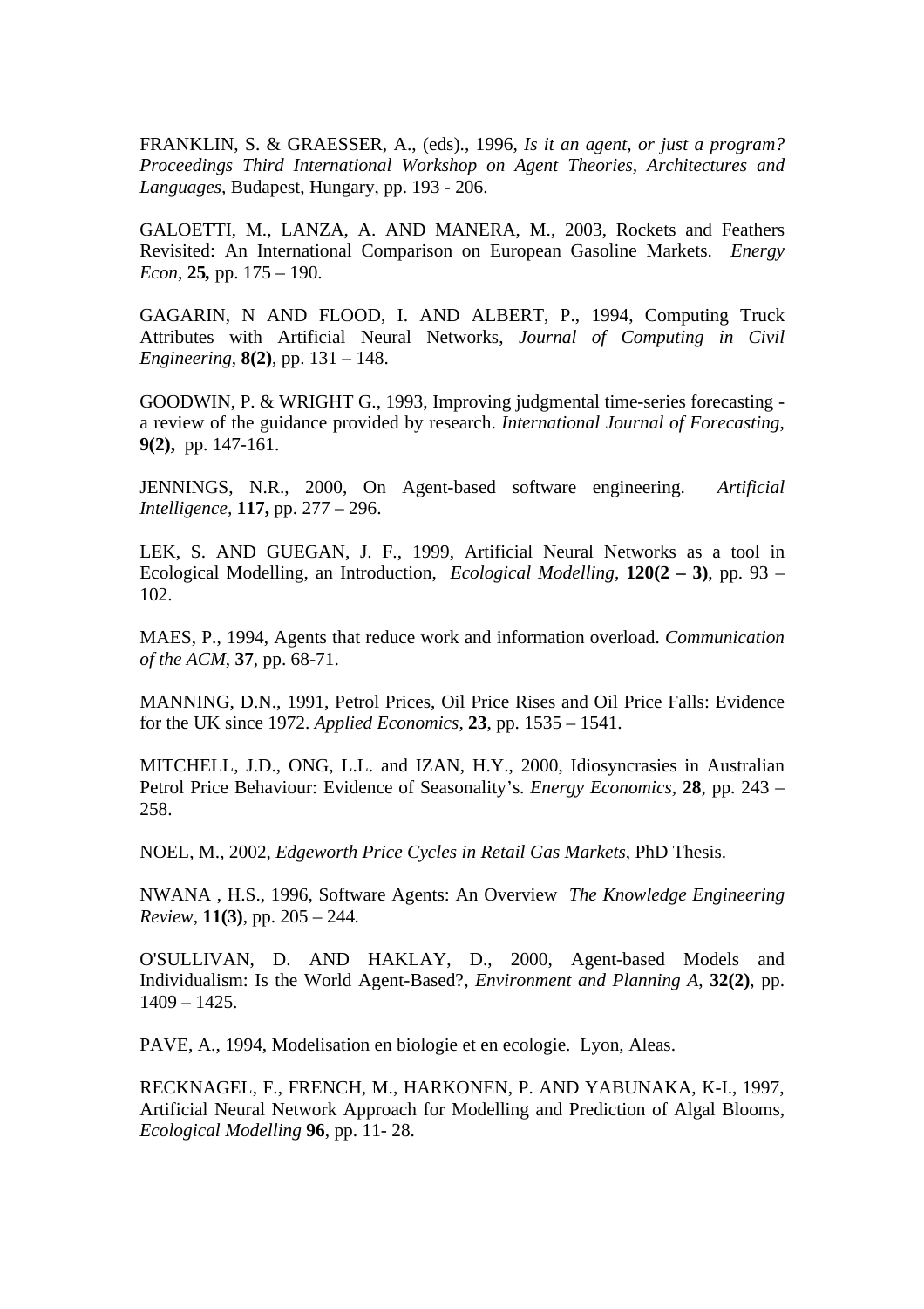FRANKLIN, S. & GRAESSER, A., (eds)., 1996, *Is it an agent, or just a program? Proceedings Third International Workshop on Agent Theories, Architectures and Languages*, Budapest, Hungary, pp. 193 - 206.

GALOETTI, M., LANZA, A. AND MANERA, M., 2003, Rockets and Feathers Revisited: An International Comparison on European Gasoline Markets. *Energy Econ*, **25,** pp. 175 – 190.

GAGARIN, N AND FLOOD, I. AND ALBERT, P., 1994, Computing Truck Attributes with Artificial Neural Networks, *Journal of Computing in Civil Engineering*, **8(2)**, pp. 131 – 148.

GOODWIN, P. & WRIGHT G., 1993, Improving judgmental time-series forecasting - a review of the guidance provided by research. *International Journal of Forecasting*, **9(2),** pp. 147-161.

JENNINGS, N.R., 2000, On Agent-based software engineering. *Artificial Intelligence*, **117,** pp. 277 – 296.

LEK, S. AND GUEGAN, J. F., 1999, Artificial Neural Networks as a tool in Ecological Modelling, an Introduction, *Ecological Modelling*, **120(2 – 3)**, pp. 93 – 102.

MAES, P., 1994, Agents that reduce work and information overload. *Communication of the ACM*, **37**, pp. 68-71.

MANNING, D.N., 1991, Petrol Prices, Oil Price Rises and Oil Price Falls: Evidence for the UK since 1972. *Applied Economics*, **23**, pp. 1535 – 1541.

MITCHELL, J.D., ONG, L.L. and IZAN, H.Y., 2000, Idiosyncrasies in Australian Petrol Price Behaviour: Evidence of Seasonality's. *Energy Economics*, **28**, pp. 243 – 258.

NOEL, M., 2002, *Edgeworth Price Cycles in Retail Gas Markets*, PhD Thesis.

NWANA , H.S., 1996, Software Agents: An Overview *The Knowledge Engineering Review*, **11(3)**, pp. 205 – 244*.*

O'SULLIVAN, D. AND HAKLAY, D., 2000, Agent-based Models and Individualism: Is the World Agent-Based?, *Environment and Planning A*, **32(2)**, pp. 1409 – 1425.

PAVE, A., 1994, Modelisation en biologie et en ecologie. Lyon, Aleas.

RECKNAGEL, F., FRENCH, M., HARKONEN, P. AND YABUNAKA, K-I., 1997, Artificial Neural Network Approach for Modelling and Prediction of Algal Blooms, *Ecological Modelling* **96**, pp. 11- 28.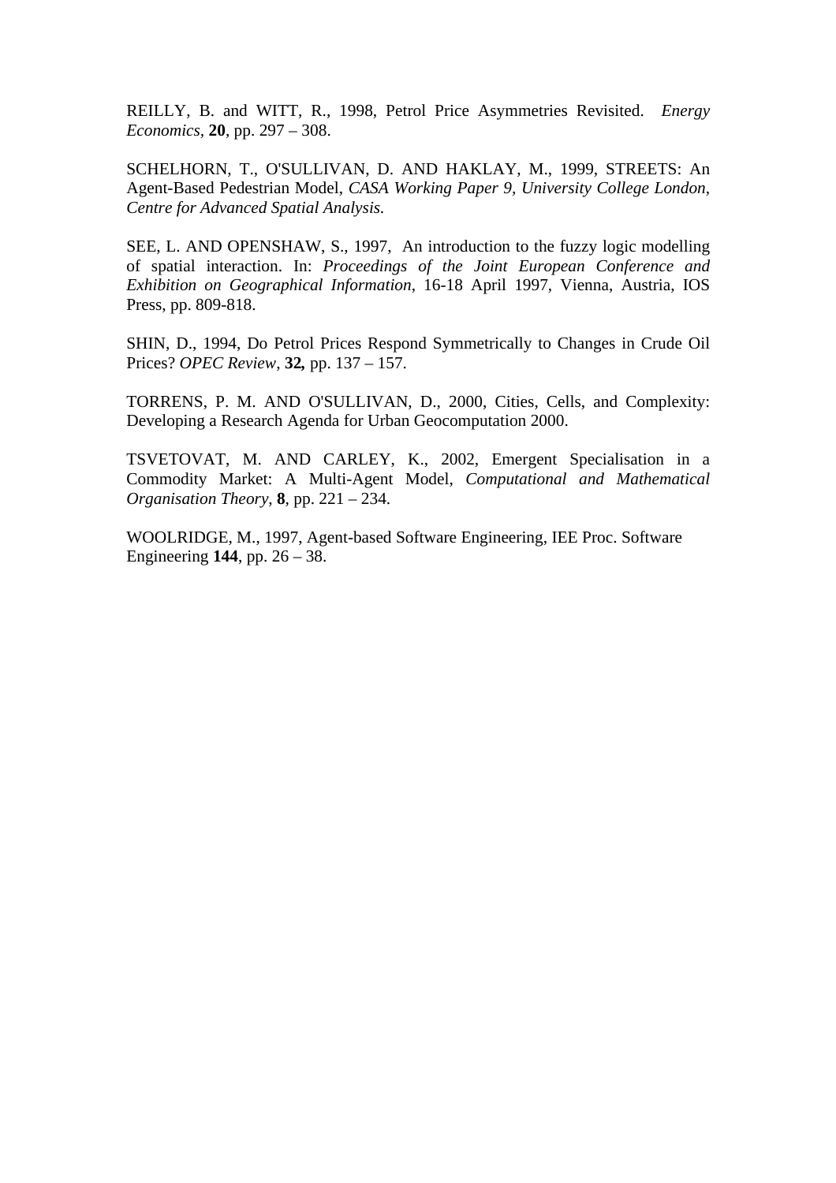REILLY, B. and WITT, R., 1998, Petrol Price Asymmetries Revisited. *Energy Economics*, **20**, pp. 297 – 308.

SCHELHORN, T., O'SULLIVAN, D. AND HAKLAY, M., 1999, STREETS: An Agent-Based Pedestrian Model, *CASA Working Paper 9*, *University College London, Centre for Advanced Spatial Analysis.*

SEE, L. AND OPENSHAW, S., 1997, An introduction to the fuzzy logic modelling of spatial interaction. In: *Proceedings of the Joint European Conference and Exhibition on Geographical Information*, 16-18 April 1997, Vienna, Austria, IOS Press, pp. 809-818.

SHIN, D., 1994, Do Petrol Prices Respond Symmetrically to Changes in Crude Oil Prices? *OPEC Review*, **32,** pp. 137 – 157.

TORRENS, P. M. AND O'SULLIVAN, D., 2000, Cities, Cells, and Complexity: Developing a Research Agenda for Urban Geocomputation 2000.

TSVETOVAT, M. AND CARLEY, K., 2002, Emergent Specialisation in a Commodity Market: A Multi-Agent Model, *Computational and Mathematical Organisation Theory*, **8**, pp. 221 – 234.

WOOLRIDGE, M., 1997, Agent-based Software Engineering, IEE Proc. Software Engineering **144**, pp. 26 – 38.